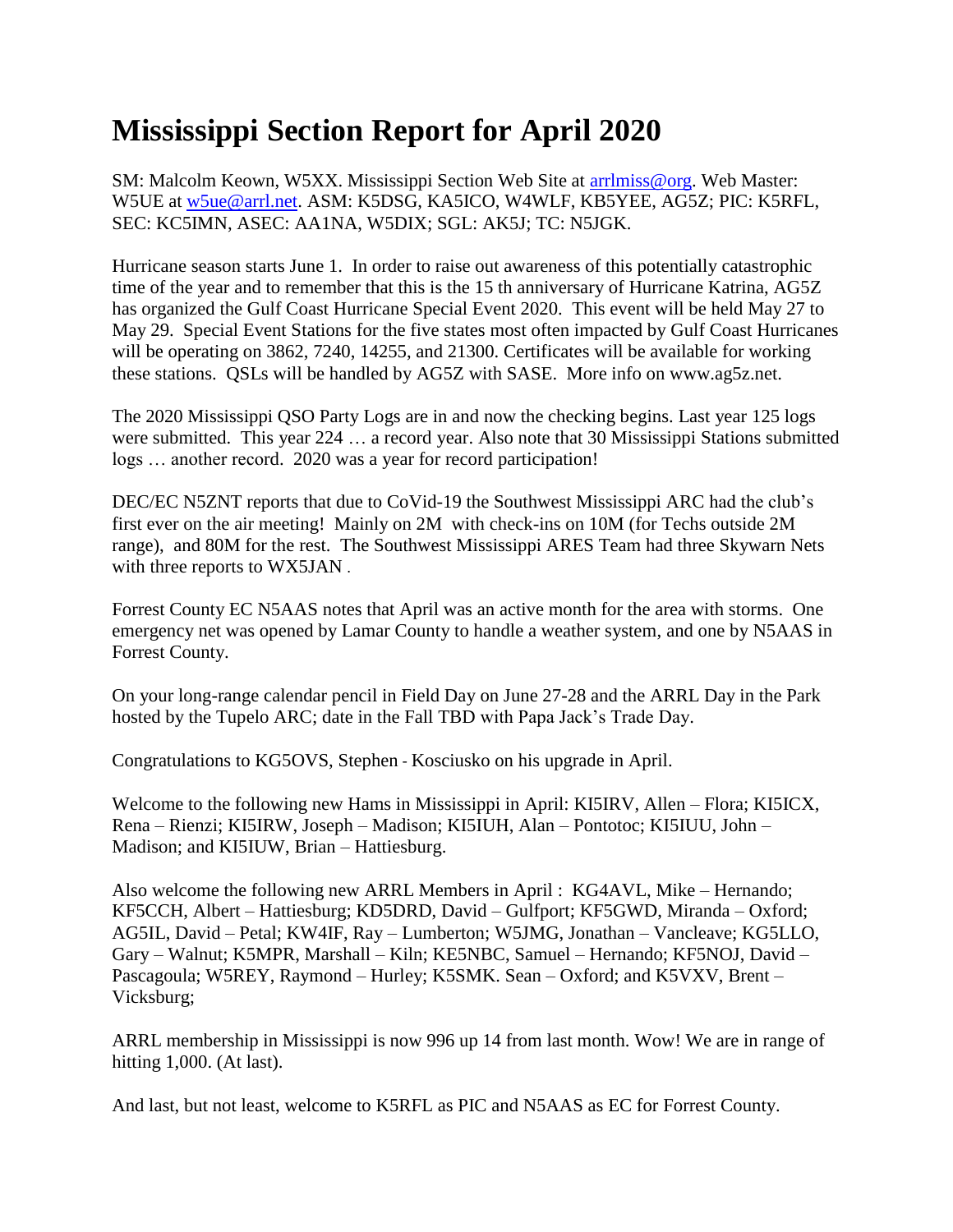# Mississippi Section Report for April 2020

SM: Malcolm Keown, W5XX. Mississippi Section Web Site at arrlmiss@org. Web Master: W5UE at w5ue@arrl.net. ASM: K5DSG, KA5ICO, W4WLF, KB5YEE, AG5Z; PIC: K5RFL, SEC: KC5IMN, ASEC: AA1NA, W5DIX; SGL: AK5J; TC: N5JGK.

Hurricane season starts June 1. In order to raise out awareness of this potentially catastrophic time of the year and to remember that this is the 15 th anniversary of Hurricane Katrina, AG5Z has organized the Gulf Coast Hurricane Special Event 2020. This event will be held May 27 to May 29. Special Event Stations for the five states most often impacted by Gulf Coast Hurricanes will be operating on 3862, 7240, 14255, and 21300. Certificates will be available for working these stations. QSLs will be handled by AG5Z with SASE. More info on www.ag5z.net.

The 2020 Mississippi QSO Party Logs are in and now the checking begins. Last year 125 logs were submitted. This year 224 … a record year. Also note that 30 Mississippi Stations submitted logs … another record. 2020 was a year for record participation!

DEC/EC N5ZNT reports that due to CoVid-19 the Southwest Mississippi ARC had the club's first ever on the air meeting! Mainly on 2M with check-ins on 10M (for Techs outside 2M range), and 80M for the rest. The Southwest Mississippi ARES Team had three Skywarn Nets with three reports to WX5JAN .

Forrest County EC N5AAS notes that April was an active month for the area with storms. One emergency net was opened by Lamar County to handle a weather system, and one by N5AAS in Forrest County.

On your long-range calendar pencil in Field Day on June 27-28 and the ARRL Day in the Park hosted by the Tupelo ARC; date in the Fall TBD with Papa Jack's Trade Day.

Congratulations to KG5OVS, Stephen - Kosciusko on his upgrade in April.

Welcome to the following new Hams in Mississippi in April: KI5IRV, Allen – Flora; KI5ICX, Rena – Rienzi; KI5IRW, Joseph – Madison; KI5IUH, Alan – Pontotoc; KI5IUU, John – Madison; and KI5IUW, Brian – Hattiesburg.

Also welcome the following new ARRL Members in April : KG4AVL, Mike – Hernando; KF5CCH, Albert – Hattiesburg; KD5DRD, David – Gulfport; KF5GWD, Miranda – Oxford; AG5IL, David – Petal; KW4IF, Ray – Lumberton; W5JMG, Jonathan – Vancleave; KG5LLO, Gary – Walnut; K5MPR, Marshall – Kiln; KE5NBC, Samuel – Hernando; KF5NOJ, David – Pascagoula; W5REY, Raymond – Hurley; K5SMK. Sean – Oxford; and K5VXV, Brent – Vicksburg;

ARRL membership in Mississippi is now 996 up 14 from last month. Wow! We are in range of hitting 1,000. (At last).

And last, but not least, welcome to K5RFL as PIC and N5AAS as EC for Forrest County.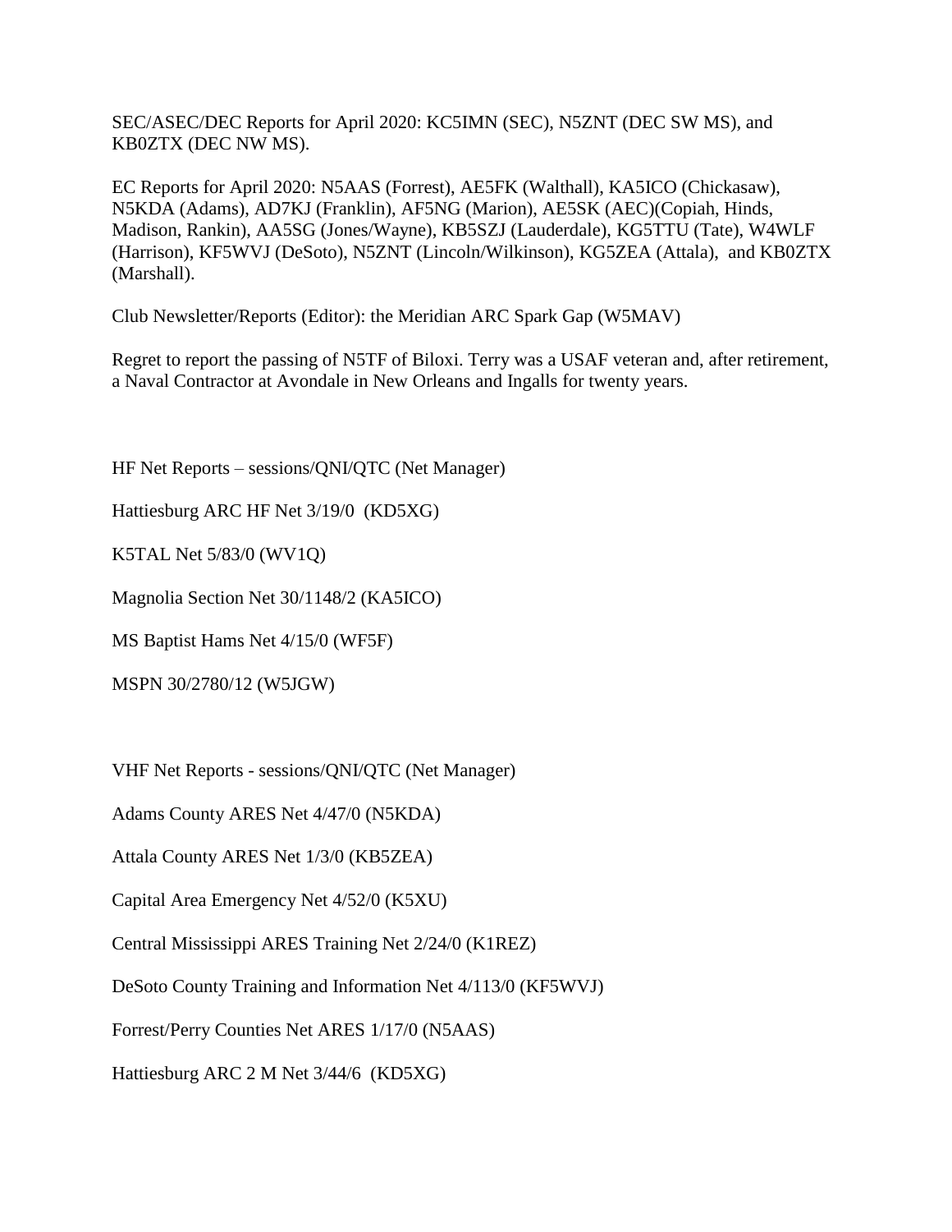SEC/ASEC/DEC Reports for April 2020: KC5IMN (SEC), N5ZNT (DEC SW MS), and KB0ZTX (DEC NW MS).

EC Reports for April 2020: N5AAS (Forrest), AE5FK (Walthall), KA5ICO (Chickasaw), N5KDA (Adams), AD7KJ (Franklin), AF5NG (Marion), AE5SK (AEC)(Copiah, Hinds, Madison, Rankin), AA5SG (Jones/Wayne), KB5SZJ (Lauderdale), KG5TTU (Tate), W4WLF (Harrison), KF5WVJ (DeSoto), N5ZNT (Lincoln/Wilkinson), KG5ZEA (Attala), and KB0ZTX (Marshall).

Club Newsletter/Reports (Editor): the Meridian ARC Spark Gap (W5MAV)

Regret to report the passing of N5TF of Biloxi. Terry was a USAF veteran and, after retirement, a Naval Contractor at Avondale in New Orleans and Ingalls for twenty years.

HF Net Reports – sessions/QNI/QTC (Net Manager)

Hattiesburg ARC HF Net 3/19/0 (KD5XG)

K5TAL Net 5/83/0 (WV1Q)

Magnolia Section Net 30/1148/2 (KA5ICO)

MS Baptist Hams Net 4/15/0 (WF5F)

MSPN 30/2780/12 (W5JGW)

VHF Net Reports - sessions/QNI/QTC (Net Manager)

Adams County ARES Net 4/47/0 (N5KDA)

Attala County ARES Net 1/3/0 (KB5ZEA)

Capital Area Emergency Net 4/52/0 (K5XU)

Central Mississippi ARES Training Net 2/24/0 (K1REZ)

DeSoto County Training and Information Net 4/113/0 (KF5WVJ)

Forrest/Perry Counties Net ARES 1/17/0 (N5AAS)

Hattiesburg ARC 2 M Net 3/44/6 (KD5XG)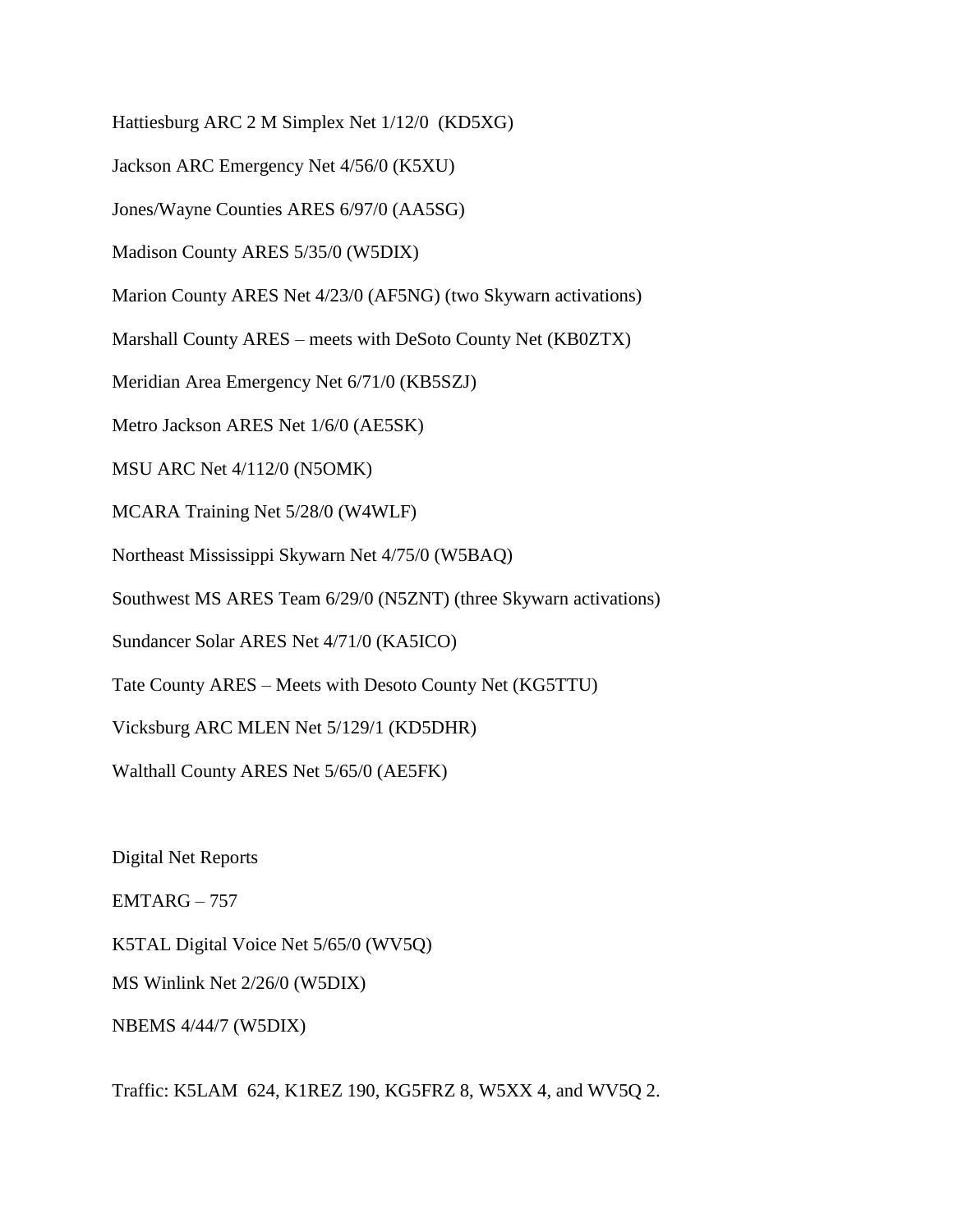Hattiesburg ARC 2 M Simplex Net 1/12/0 (KD5XG)

Jackson ARC Emergency Net 4/56/0 (K5XU)

Jones/Wayne Counties ARES 6/97/0 (AA5SG)

Madison County ARES 5/35/0 (W5DIX)

Marion County ARES Net 4/23/0 (AF5NG) (two Skywarn activations)

Marshall County ARES – meets with DeSoto County Net (KB0ZTX)

Meridian Area Emergency Net 6/71/0 (KB5SZJ)

Metro Jackson ARES Net 1/6/0 (AE5SK)

MSU ARC Net 4/112/0 (N5OMK)

MCARA Training Net 5/28/0 (W4WLF)

Northeast Mississippi Skywarn Net 4/75/0 (W5BAQ)

Southwest MS ARES Team 6/29/0 (N5ZNT) (three Skywarn activations)

Sundancer Solar ARES Net 4/71/0 (KA5ICO)

Tate County ARES – Meets with Desoto County Net (KG5TTU)

Vicksburg ARC MLEN Net 5/129/1 (KD5DHR)

Walthall County ARES Net 5/65/0 (AE5FK)

Digital Net Reports

EMTARG – 757

K5TAL Digital Voice Net 5/65/0 (WV5Q)

MS Winlink Net 2/26/0 (W5DIX)

NBEMS 4/44/7 (W5DIX)

Traffic: K5LAM 624, K1REZ 190, KG5FRZ 8, W5XX 4, and WV5Q 2.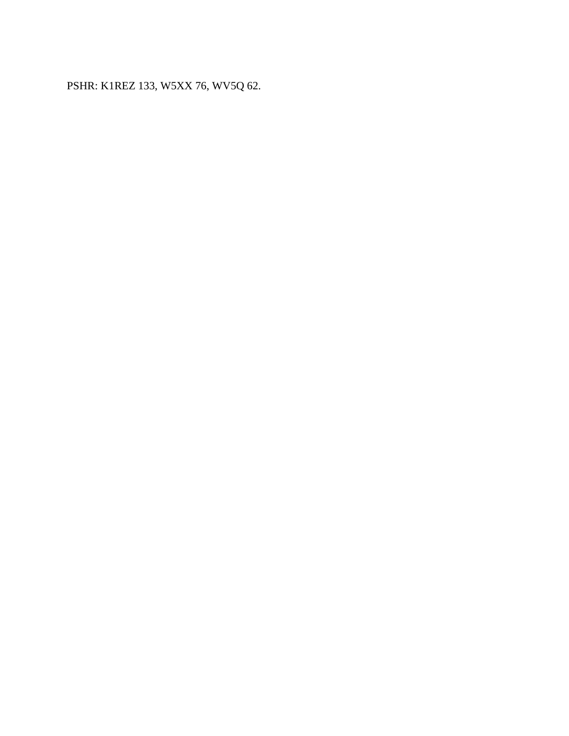PSHR: K1REZ 133, W5XX 76, WV5Q 62.